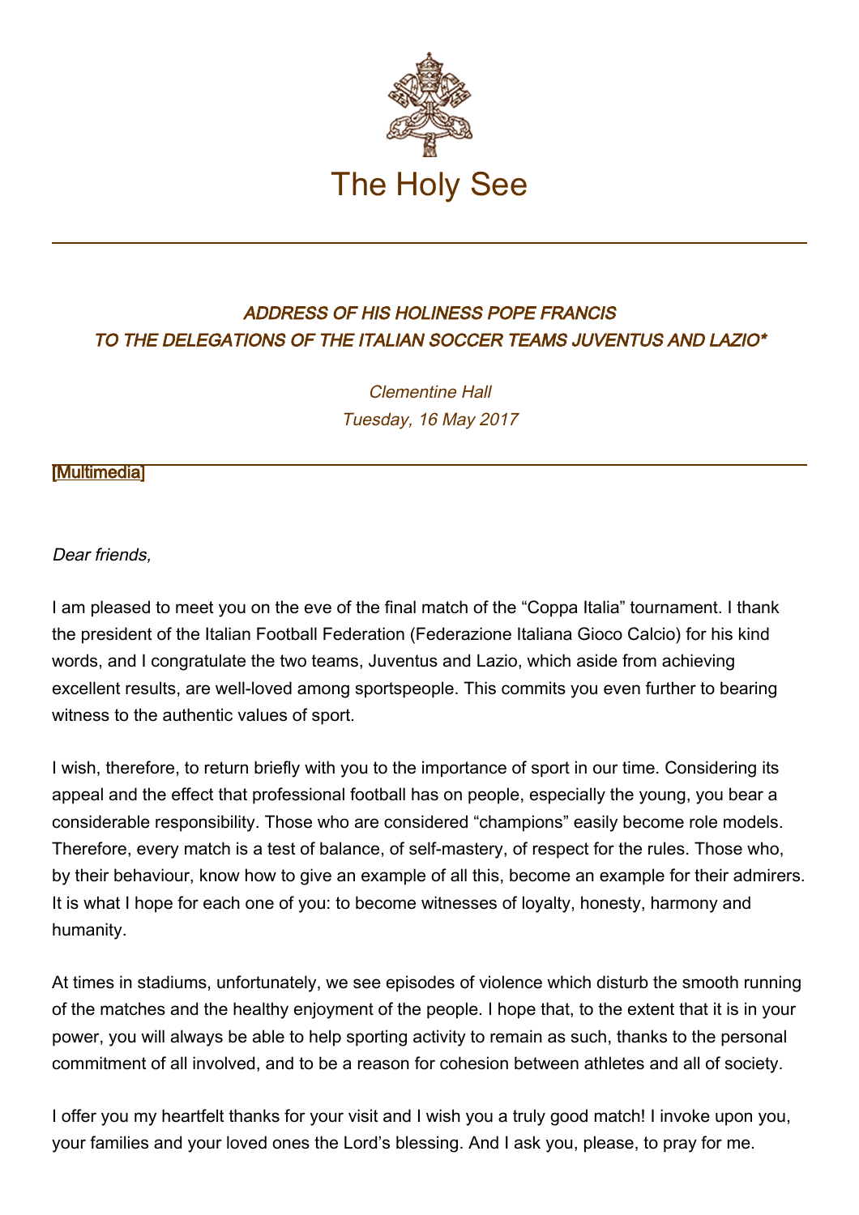# The Holy See

## *ADDRESS OF HIS HOLINESS POPE FRANCIS TO THE DELEGATIONS OF THE ITALIAN SOCCER TEAMS JUVENTUS AND LAZIO**

*Clementine Hall*
*Tuesday, 16 May 2017*

[Multimedia]

*Dear friends,*

I am pleased to meet you on the eve of the final match of the “Coppa Italia” tournament. I thank the president of the Italian Football Federation (Federazione Italiana Gioco Calcio) for his kind words, and I congratulate the two teams, Juventus and Lazio, which aside from achieving excellent results, are well-loved among sportspeople. This commits you even further to bearing witness to the authentic values of sport.

I wish, therefore, to return briefly with you to the importance of sport in our time. Considering its appeal and the effect that professional football has on people, especially the young, you bear a considerable responsibility. Those who are considered “champions” easily become role models. Therefore, every match is a test of balance, of self-mastery, of respect for the rules. Those who, by their behaviour, know how to give an example of all this, become an example for their admirers. It is what I hope for each one of you: to become witnesses of loyalty, honesty, harmony and humanity.

At times in stadiums, unfortunately, we see episodes of violence which disturb the smooth running of the matches and the healthy enjoyment of the people. I hope that, to the extent that it is in your power, you will always be able to help sporting activity to remain as such, thanks to the personal commitment of all involved, and to be a reason for cohesion between athletes and all of society.

I offer you my heartfelt thanks for your visit and I wish you a truly good match! I invoke upon you, your families and your loved ones the Lord’s blessing. And I ask you, please, to pray for me.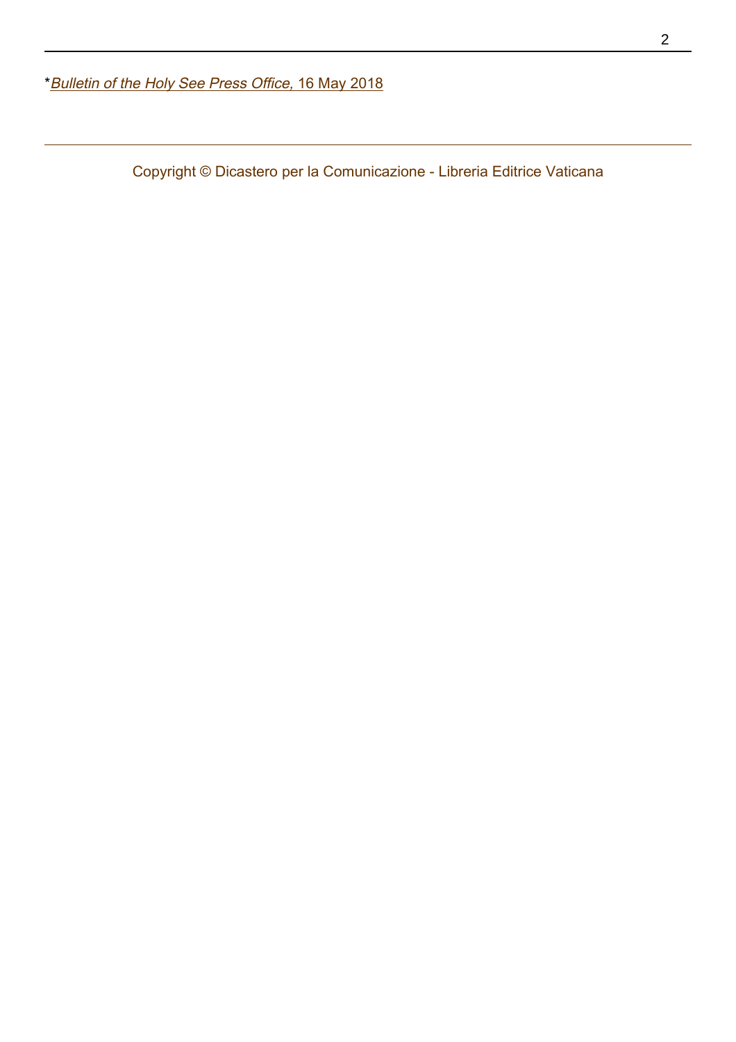**Bulletin of the Holy See Press Office*, 16 May 2018

---

Copyright © Dicastero per la Comunicazione - Libreria Editrice Vaticana